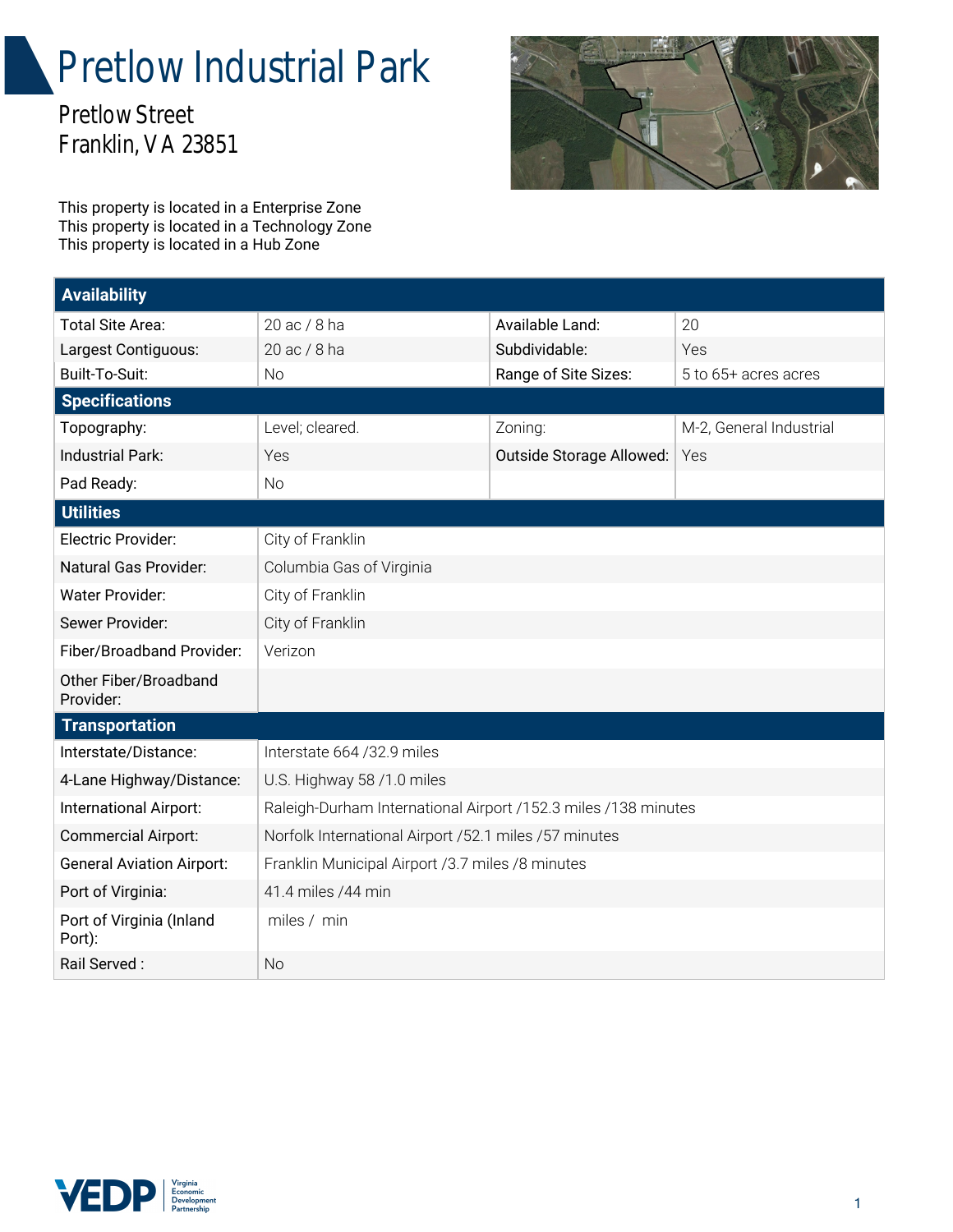# Pretlow Industrial Park

Pretlow Street
Franklin, VA 23851

This property is located in a Enterprise Zone
This property is located in a Technology Zone
This property is located in a Hub Zone

| Availability | | | |
|---|---|---|---|
| Total Site Area: | 20 ac / 8 ha | Available Land: | 20 |
| Largest Contiguous: | 20 ac / 8 ha | Subdividable: | Yes |
| Built-To-Suit: | No | Range of Site Sizes: | 5 to 65+ acres acres |
| **Specifications** | | | |
| Topography: | Level; cleared. | Zoning: | M-2, General Industrial |
| Industrial Park: | Yes | Outside Storage Allowed: | Yes |
| Pad Ready: | No | | |

| Utilities | |
|---|---|
| Electric Provider: | City of Franklin |
| Natural Gas Provider: | Columbia Gas of Virginia |
| Water Provider: | City of Franklin |
| Sewer Provider: | City of Franklin |
| Fiber/Broadband Provider: | Verizon |
| Other Fiber/Broadband Provider: | |
| **Transportation** | |
| Interstate/Distance: | Interstate 664 /32.9 miles |
| 4-Lane Highway/Distance: | U.S. Highway 58 /1.0 miles |
| International Airport: | Raleigh-Durham International Airport /152.3 miles /138 minutes |
| Commercial Airport: | Norfolk International Airport /52.1 miles /57 minutes |
| General Aviation Airport: | Franklin Municipal Airport /3.7 miles /8 minutes |
| Port of Virginia: | 41.4 miles /44 min |
| Port of Virginia (Inland Port): | miles / min |
| Rail Served : | No |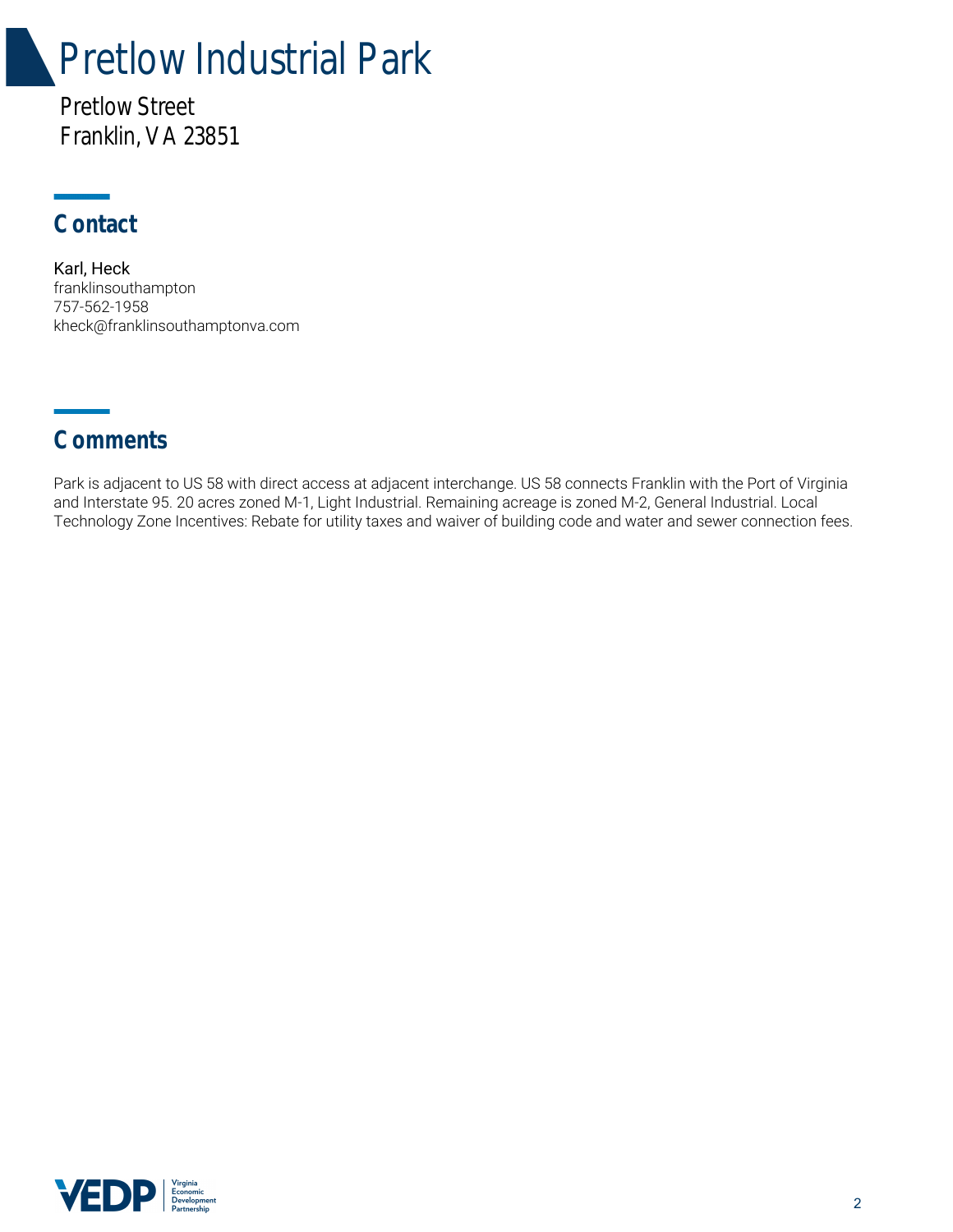# Pretlow Industrial Park

Pretlow Street
Franklin, VA 23851

## Contact

Karl, Heck
franklinsouthampton
757-562-1958
kheck@franklinsouthamptonva.com

## Comments

Park is adjacent to US 58 with direct access at adjacent interchange. US 58 connects Franklin with the Port of Virginia and Interstate 95. 20 acres zoned M-1, Light Industrial. Remaining acreage is zoned M-2, General Industrial. Local Technology Zone Incentives: Rebate for utility taxes and waiver of building code and water and sewer connection fees.